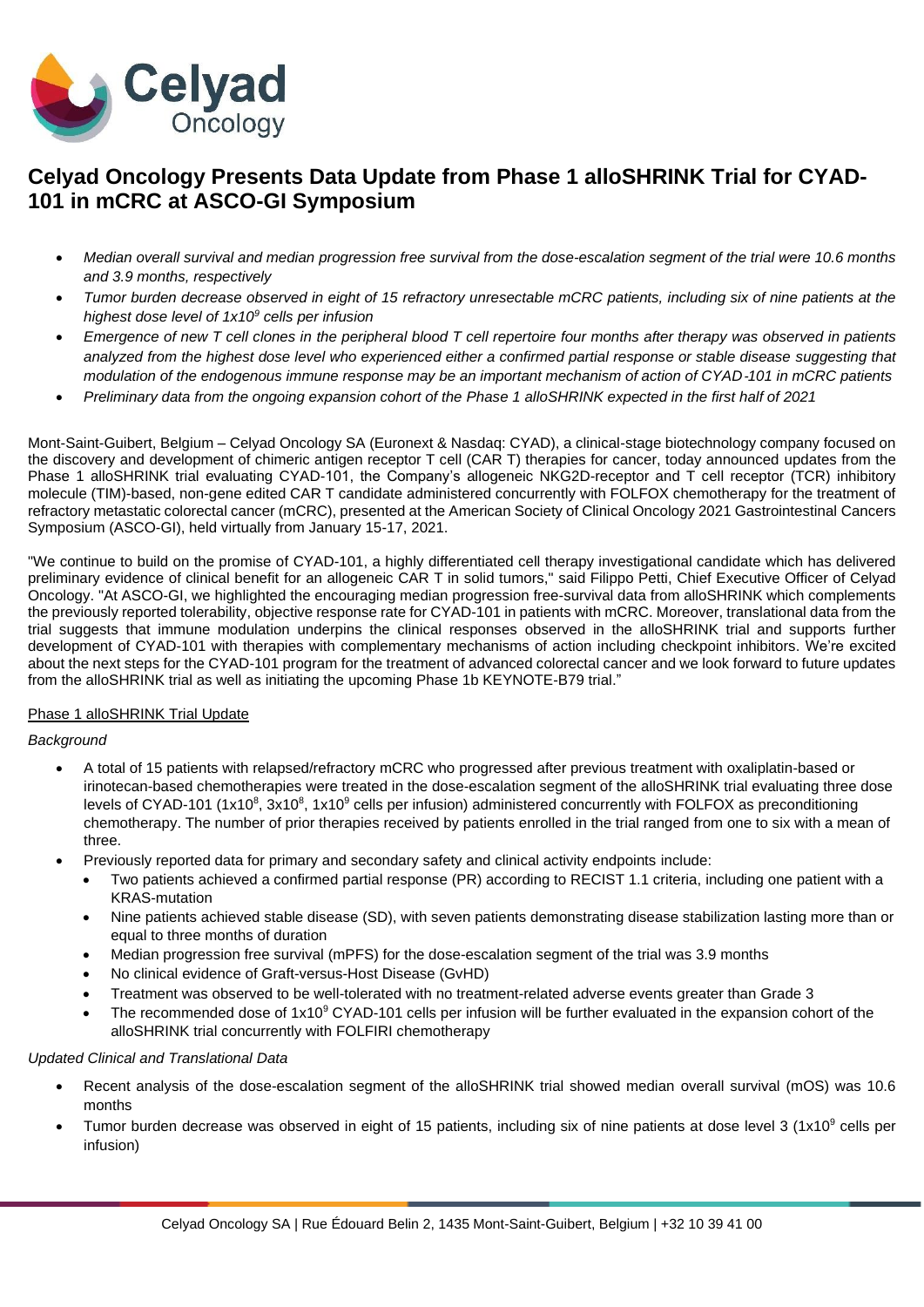# Celyad Oncology Presents Data Update from Phase 1 alloSHRINK Trial for CYAD-101 in mCRC at ASCO-GI Symposium

- *Median overall survival and median progression free survival from the dose-escalation segment of the trial were 10.6 months and 3.9 months, respectively*
- *Tumor burden decrease observed in eight of 15 refractory unresectable mCRC patients, including six of nine patients at the highest dose level of $1x10^9$ cells per infusion*
- *Emergence of new T cell clones in the peripheral blood T cell repertoire four months after therapy was observed in patients analyzed from the highest dose level who experienced either a confirmed partial response or stable disease suggesting that modulation of the endogenous immune response may be an important mechanism of action of CYAD-101 in mCRC patients*
- *Preliminary data from the ongoing expansion cohort of the Phase 1 alloSHRINK expected in the first half of 2021*

Mont-Saint-Guibert, Belgium – Celyad Oncology SA (Euronext & Nasdaq: CYAD), a clinical-stage biotechnology company focused on the discovery and development of chimeric antigen receptor T cell (CAR T) therapies for cancer, today announced updates from the Phase 1 alloSHRINK trial evaluating CYAD-101, the Company's allogeneic NKG2D-receptor and T cell receptor (TCR) inhibitory molecule (TIM)-based, non-gene edited CAR T candidate administered concurrently with FOLFOX chemotherapy for the treatment of refractory metastatic colorectal cancer (mCRC), presented at the American Society of Clinical Oncology 2021 Gastrointestinal Cancers Symposium (ASCO-GI), held virtually from January 15-17, 2021.

"We continue to build on the promise of CYAD-101, a highly differentiated cell therapy investigational candidate which has delivered preliminary evidence of clinical benefit for an allogeneic CAR T in solid tumors," said Filippo Petti, Chief Executive Officer of Celyad Oncology. "At ASCO-GI, we highlighted the encouraging median progression free-survival data from alloSHRINK which complements the previously reported tolerability, objective response rate for CYAD-101 in patients with mCRC. Moreover, translational data from the trial suggests that immune modulation underpins the clinical responses observed in the alloSHRINK trial and supports further development of CYAD-101 with therapies with complementary mechanisms of action including checkpoint inhibitors. We're excited about the next steps for the CYAD-101 program for the treatment of advanced colorectal cancer and we look forward to future updates from the alloSHRINK trial as well as initiating the upcoming Phase 1b KEYNOTE-B79 trial."

Phase 1 alloSHRINK Trial Update

*Background*

- A total of 15 patients with relapsed/refractory mCRC who progressed after previous treatment with oxaliplatin-based or irinotecan-based chemotherapies were treated in the dose-escalation segment of the alloSHRINK trial evaluating three dose levels of CYAD-101 ($1x10^8$, $3x10^8$, $1x10^9$ cells per infusion) administered concurrently with FOLFOX as preconditioning chemotherapy. The number of prior therapies received by patients enrolled in the trial ranged from one to six with a mean of three.
- Previously reported data for primary and secondary safety and clinical activity endpoints include:
  - Two patients achieved a confirmed partial response (PR) according to RECIST 1.1 criteria, including one patient with a KRAS-mutation
  - Nine patients achieved stable disease (SD), with seven patients demonstrating disease stabilization lasting more than or equal to three months of duration
  - Median progression free survival (mPFS) for the dose-escalation segment of the trial was 3.9 months
  - No clinical evidence of Graft-versus-Host Disease (GvHD)
  - Treatment was observed to be well-tolerated with no treatment-related adverse events greater than Grade 3
  - The recommended dose of $1x10^9$ CYAD-101 cells per infusion will be further evaluated in the expansion cohort of the alloSHRINK trial concurrently with FOLFIRI chemotherapy

*Updated Clinical and Translational Data*

- Recent analysis of the dose-escalation segment of the alloSHRINK trial showed median overall survival (mOS) was 10.6 months
- Tumor burden decrease was observed in eight of 15 patients, including six of nine patients at dose level 3 ($1x10^9$ cells per infusion)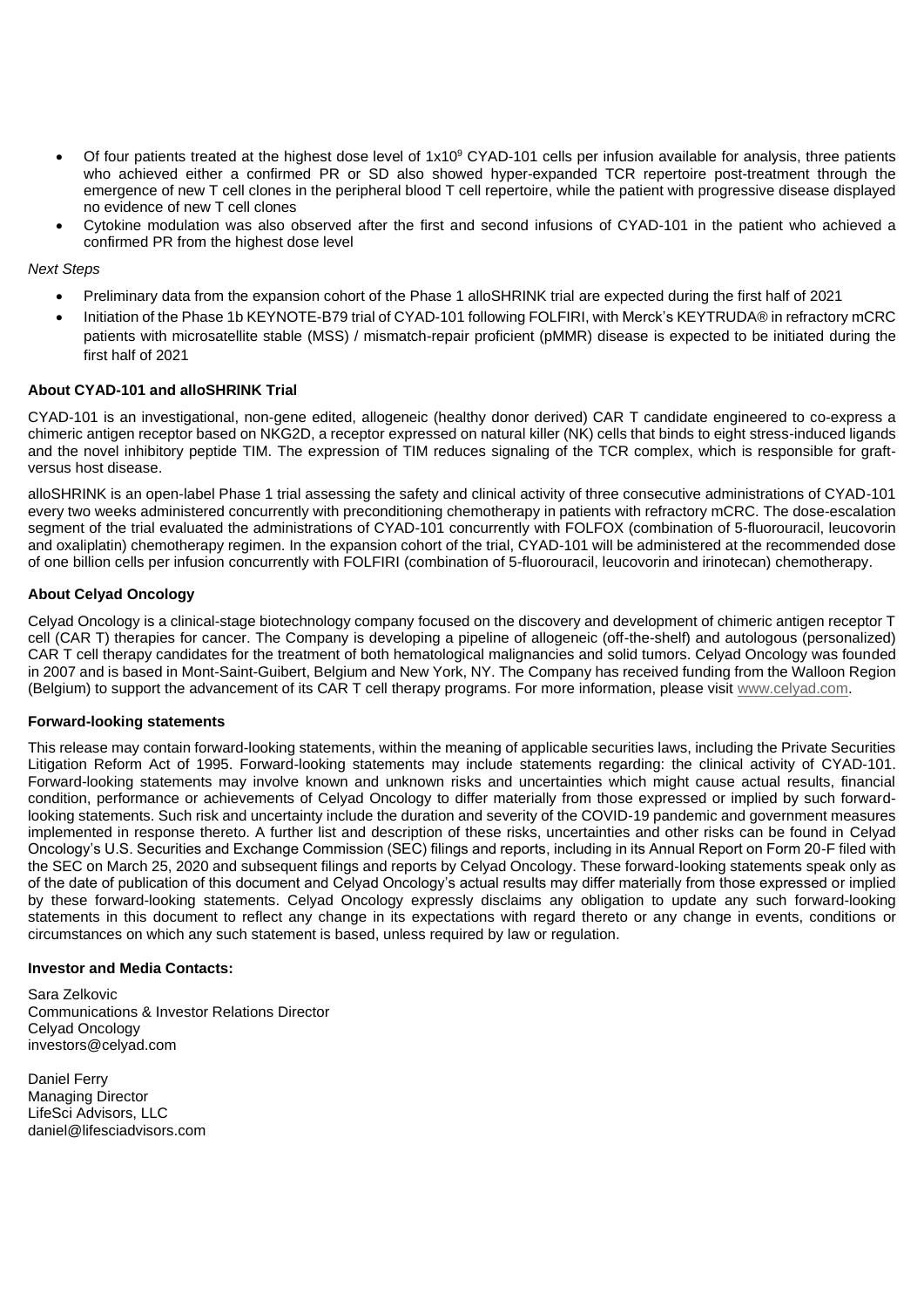- Of four patients treated at the highest dose level of $1x10^9$ CYAD-101 cells per infusion available for analysis, three patients who achieved either a confirmed PR or SD also showed hyper-expanded TCR repertoire post-treatment through the emergence of new T cell clones in the peripheral blood T cell repertoire, while the patient with progressive disease displayed no evidence of new T cell clones
- Cytokine modulation was also observed after the first and second infusions of CYAD-101 in the patient who achieved a confirmed PR from the highest dose level

*Next Steps*

- Preliminary data from the expansion cohort of the Phase 1 alloSHRINK trial are expected during the first half of 2021
- Initiation of the Phase 1b KEYNOTE-B79 trial of CYAD-101 following FOLFIRI, with Merck's KEYTRUDA® in refractory mCRC patients with microsatellite stable (MSS) / mismatch-repair proficient (pMMR) disease is expected to be initiated during the first half of 2021

**About CYAD-101 and alloSHRINK Trial**

CYAD-101 is an investigational, non-gene edited, allogeneic (healthy donor derived) CAR T candidate engineered to co-express a chimeric antigen receptor based on NKG2D, a receptor expressed on natural killer (NK) cells that binds to eight stress-induced ligands and the novel inhibitory peptide TIM. The expression of TIM reduces signaling of the TCR complex, which is responsible for graft-versus host disease.

alloSHRINK is an open-label Phase 1 trial assessing the safety and clinical activity of three consecutive administrations of CYAD-101 every two weeks administered concurrently with preconditioning chemotherapy in patients with refractory mCRC. The dose-escalation segment of the trial evaluated the administrations of CYAD-101 concurrently with FOLFOX (combination of 5-fluorouracil, leucovorin and oxaliplatin) chemotherapy regimen. In the expansion cohort of the trial, CYAD-101 will be administered at the recommended dose of one billion cells per infusion concurrently with FOLFIRI (combination of 5-fluorouracil, leucovorin and irinotecan) chemotherapy.

**About Celyad Oncology**

Celyad Oncology is a clinical-stage biotechnology company focused on the discovery and development of chimeric antigen receptor T cell (CAR T) therapies for cancer. The Company is developing a pipeline of allogeneic (off-the-shelf) and autologous (personalized) CAR T cell therapy candidates for the treatment of both hematological malignancies and solid tumors. Celyad Oncology was founded in 2007 and is based in Mont-Saint-Guibert, Belgium and New York, NY. The Company has received funding from the Walloon Region (Belgium) to support the advancement of its CAR T cell therapy programs. For more information, please visit www.celyad.com.

**Forward-looking statements**

This release may contain forward-looking statements, within the meaning of applicable securities laws, including the Private Securities Litigation Reform Act of 1995. Forward-looking statements may include statements regarding: the clinical activity of CYAD-101. Forward-looking statements may involve known and unknown risks and uncertainties which might cause actual results, financial condition, performance or achievements of Celyad Oncology to differ materially from those expressed or implied by such forward-looking statements. Such risk and uncertainty include the duration and severity of the COVID-19 pandemic and government measures implemented in response thereto. A further list and description of these risks, uncertainties and other risks can be found in Celyad Oncology's U.S. Securities and Exchange Commission (SEC) filings and reports, including in its Annual Report on Form 20-F filed with the SEC on March 25, 2020 and subsequent filings and reports by Celyad Oncology. These forward-looking statements speak only as of the date of publication of this document and Celyad Oncology's actual results may differ materially from those expressed or implied by these forward-looking statements. Celyad Oncology expressly disclaims any obligation to update any such forward-looking statements in this document to reflect any change in its expectations with regard thereto or any change in events, conditions or circumstances on which any such statement is based, unless required by law or regulation.

**Investor and Media Contacts:**

Sara Zelkovic
Communications & Investor Relations Director
Celyad Oncology
investors@celyad.com

Daniel Ferry
Managing Director
LifeSci Advisors, LLC
daniel@lifesciadvisors.com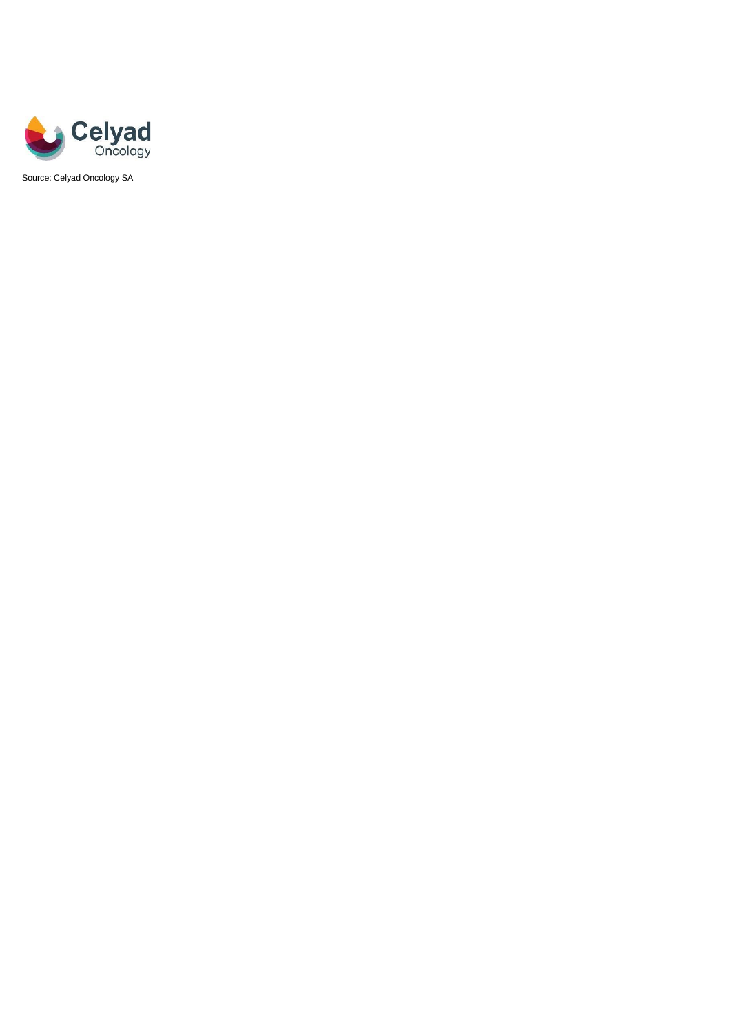Celyad Oncology

Source: Celyad Oncology SA